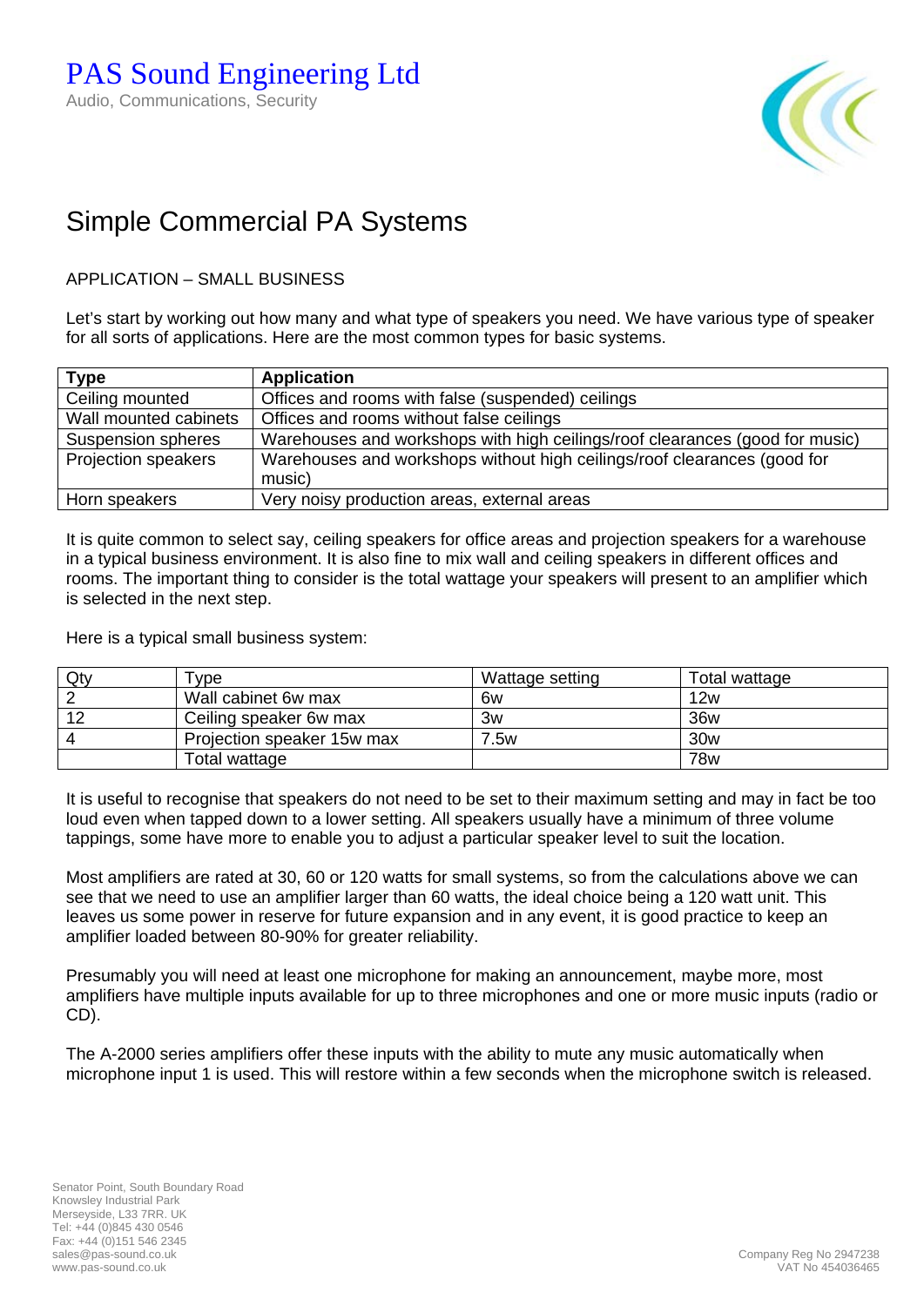PAS Sound Engineering Ltd

Audio, Communications, Security

# Simple Commercial PA Systems

APPLICATION – SMALL BUSINESS

Let's start by working out how many and what type of speakers you need. We have various type of speaker for all sorts of applications. Here are the most common types for basic systems.

| **Type** | **Application** |
|---|---|
| Ceiling mounted | Offices and rooms with false (suspended) ceilings |
| Wall mounted cabinets | Offices and rooms without false ceilings |
| Suspension spheres | Warehouses and workshops with high ceilings/roof clearances (good for music) |
| Projection speakers | Warehouses and workshops without high ceilings/roof clearances (good for music) |
| Horn speakers | Very noisy production areas, external areas |

It is quite common to select say, ceiling speakers for office areas and projection speakers for a warehouse in a typical business environment. It is also fine to mix wall and ceiling speakers in different offices and rooms. The important thing to consider is the total wattage your speakers will present to an amplifier which is selected in the next step.

Here is a typical small business system:

| Qty | Type | Wattage setting | Total wattage |
|---|---|---|---|
| 2 | Wall cabinet 6w max | 6w | 12w |
| 12 | Ceiling speaker 6w max | 3w | 36w |
| 4 | Projection speaker 15w max | 7.5w | 30w |
| | Total wattage | | 78w |

It is useful to recognise that speakers do not need to be set to their maximum setting and may in fact be too loud even when tapped down to a lower setting. All speakers usually have a minimum of three volume tappings, some have more to enable you to adjust a particular speaker level to suit the location.

Most amplifiers are rated at 30, 60 or 120 watts for small systems, so from the calculations above we can see that we need to use an amplifier larger than 60 watts, the ideal choice being a 120 watt unit. This leaves us some power in reserve for future expansion and in any event, it is good practice to keep an amplifier loaded between 80-90% for greater reliability.

Presumably you will need at least one microphone for making an announcement, maybe more, most amplifiers have multiple inputs available for up to three microphones and one or more music inputs (radio or CD).

The A-2000 series amplifiers offer these inputs with the ability to mute any music automatically when microphone input 1 is used. This will restore within a few seconds when the microphone switch is released.

Senator Point, South Boundary Road
Knowsley Industrial Park
Merseyside, L33 7RR. UK
Tel: +44 (0)845 430 0546
Fax: +44 (0)151 546 2345
sales@pas-sound.co.uk
www.pas-sound.co.uk

Company Reg No 2947238
VAT No 454036465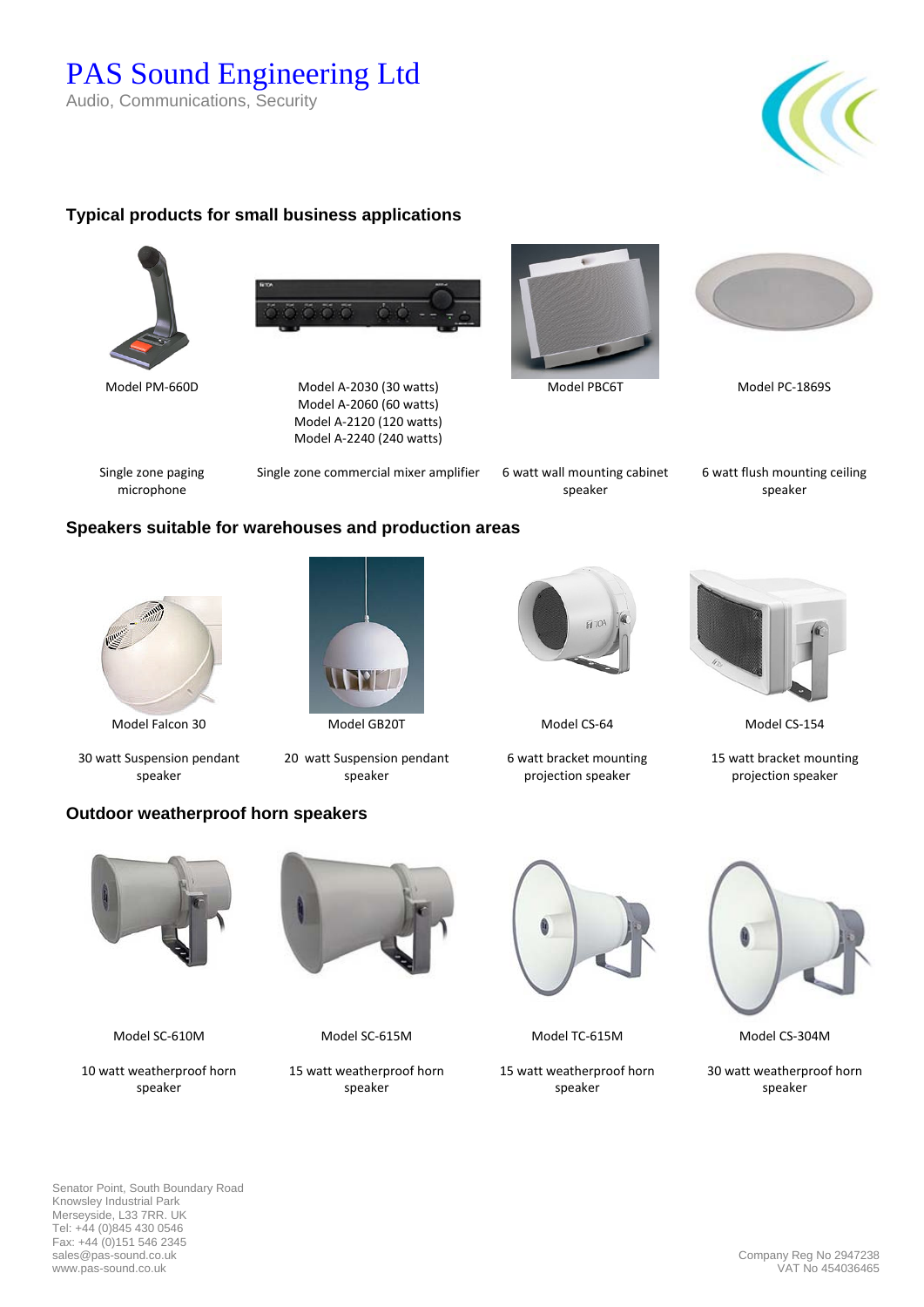# PAS Sound Engineering Ltd

Audio, Communications, Security

## Typical products for small business applications

| | | | |
|---|---|---|---|
| Model PM-660D | Model A-2030 (30 watts)<br>Model A-2060 (60 watts)<br>Model A-2120 (120 watts)<br>Model A-2240 (240 watts) | Model PBC6T | Model PC-1869S |
| Single zone paging microphone | Single zone commercial mixer amplifier | 6 watt wall mounting cabinet speaker | 6 watt flush mounting ceiling speaker |

## Speakers suitable for warehouses and production areas

| | | | |
|---|---|---|---|
| Model Falcon 30 | Model GB20T | Model CS-64 | Model CS-154 |
| 30 watt Suspension pendant speaker | 20 watt Suspension pendant speaker | 6 watt bracket mounting projection speaker | 15 watt bracket mounting projection speaker |

## Outdoor weatherproof horn speakers

| | | | |
|---|---|---|---|
| Model SC-610M | Model SC-615M | Model TC-615M | Model CS-304M |
| 10 watt weatherproof horn speaker | 15 watt weatherproof horn speaker | 15 watt weatherproof horn speaker | 30 watt weatherproof horn speaker |

Senator Point, South Boundary Road
Knowsley Industrial Park
Merseyside, L33 7RR. UK
Tel: +44 (0)845 430 0546
Fax: +44 (0)151 546 2345
sales@pas-sound.co.uk
www.pas-sound.co.uk

Company Reg No 2947238
VAT No 454036465